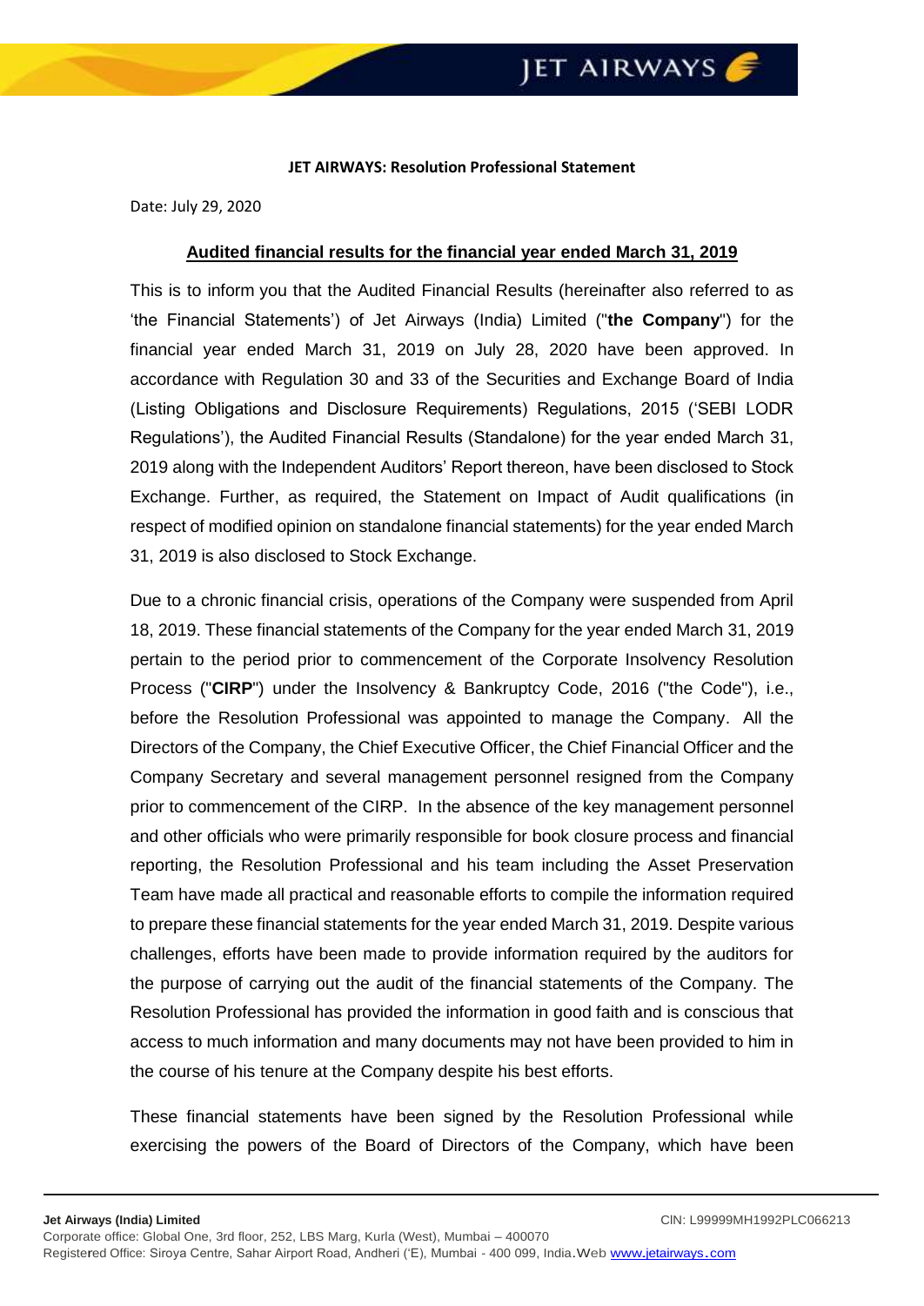**JET AIRWAYS: Resolution Professional Statement**

Date: July 29, 2020

**Audited financial results for the financial year ended March 31, 2019**

This is to inform you that the Audited Financial Results (hereinafter also referred to as 'the Financial Statements') of Jet Airways (India) Limited ("**the Company**") for the financial year ended March 31, 2019 on July 28, 2020 have been approved. In accordance with Regulation 30 and 33 of the Securities and Exchange Board of India (Listing Obligations and Disclosure Requirements) Regulations, 2015 ('SEBI LODR Regulations'), the Audited Financial Results (Standalone) for the year ended March 31, 2019 along with the Independent Auditors' Report thereon, have been disclosed to Stock Exchange. Further, as required, the Statement on Impact of Audit qualifications (in respect of modified opinion on standalone financial statements) for the year ended March 31, 2019 is also disclosed to Stock Exchange.

Due to a chronic financial crisis, operations of the Company were suspended from April 18, 2019. These financial statements of the Company for the year ended March 31, 2019 pertain to the period prior to commencement of the Corporate Insolvency Resolution Process ("**CIRP**") under the Insolvency & Bankruptcy Code, 2016 ("the Code"), i.e., before the Resolution Professional was appointed to manage the Company. All the Directors of the Company, the Chief Executive Officer, the Chief Financial Officer and the Company Secretary and several management personnel resigned from the Company prior to commencement of the CIRP. In the absence of the key management personnel and other officials who were primarily responsible for book closure process and financial reporting, the Resolution Professional and his team including the Asset Preservation Team have made all practical and reasonable efforts to compile the information required to prepare these financial statements for the year ended March 31, 2019. Despite various challenges, efforts have been made to provide information required by the auditors for the purpose of carrying out the audit of the financial statements of the Company. The Resolution Professional has provided the information in good faith and is conscious that access to much information and many documents may not have been provided to him in the course of his tenure at the Company despite his best efforts.

These financial statements have been signed by the Resolution Professional while exercising the powers of the Board of Directors of the Company, which have been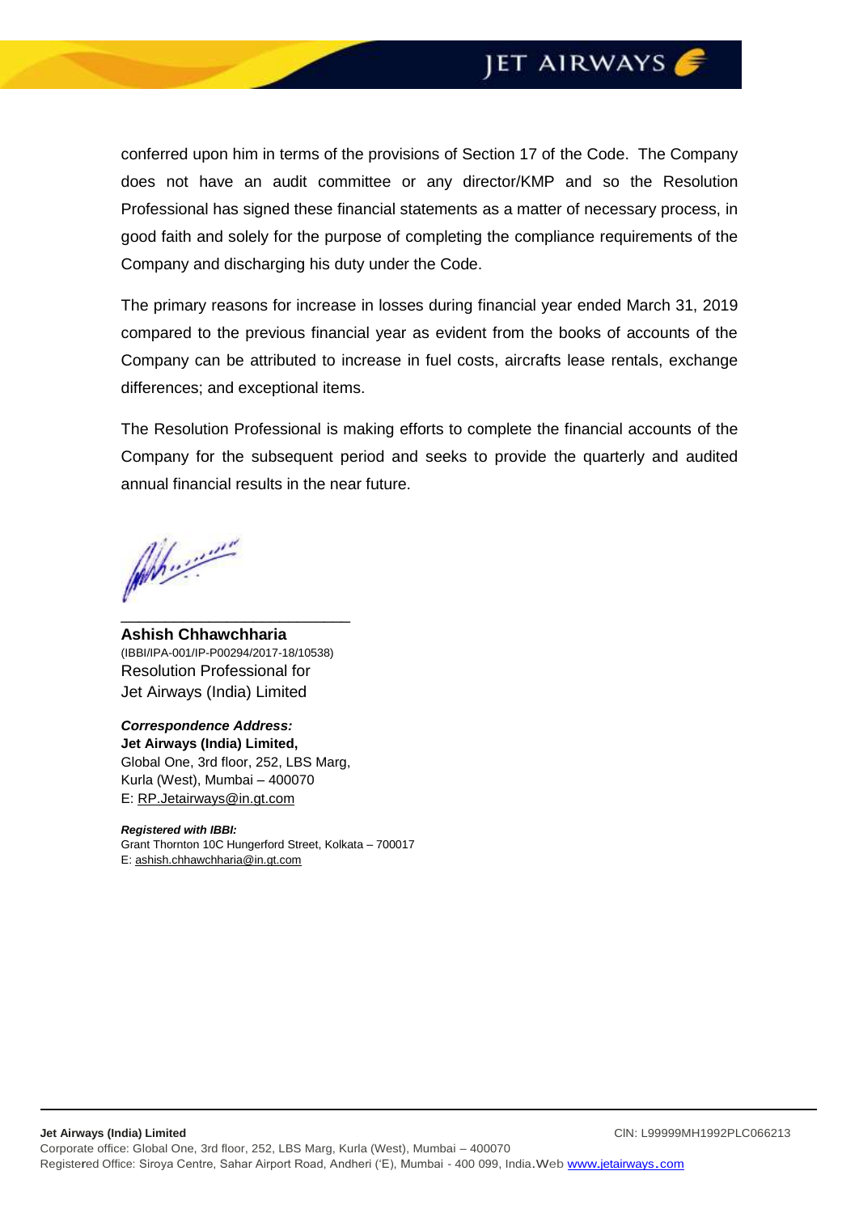conferred upon him in terms of the provisions of Section 17 of the Code. The Company does not have an audit committee or any director/KMP and so the Resolution Professional has signed these financial statements as a matter of necessary process, in good faith and solely for the purpose of completing the compliance requirements of the Company and discharging his duty under the Code.

The primary reasons for increase in losses during financial year ended March 31, 2019 compared to the previous financial year as evident from the books of accounts of the Company can be attributed to increase in fuel costs, aircrafts lease rentals, exchange differences; and exceptional items.

The Resolution Professional is making efforts to complete the financial accounts of the Company for the subsequent period and seeks to provide the quarterly and audited annual financial results in the near future.

**Ashish Chhawchharia**
(IBBI/IPA-001/IP-P00294/2017-18/10538)
Resolution Professional for
Jet Airways (India) Limited

***Correspondence Address:***
**Jet Airways (India) Limited,**
Global One, 3rd floor, 252, LBS Marg,
Kurla (West), Mumbai – 400070
E: RP.Jetairways@in.gt.com

***Registered with IBBI:***
Grant Thornton 10C Hungerford Street, Kolkata – 700017
E: ashish.chhawchharia@in.gt.com